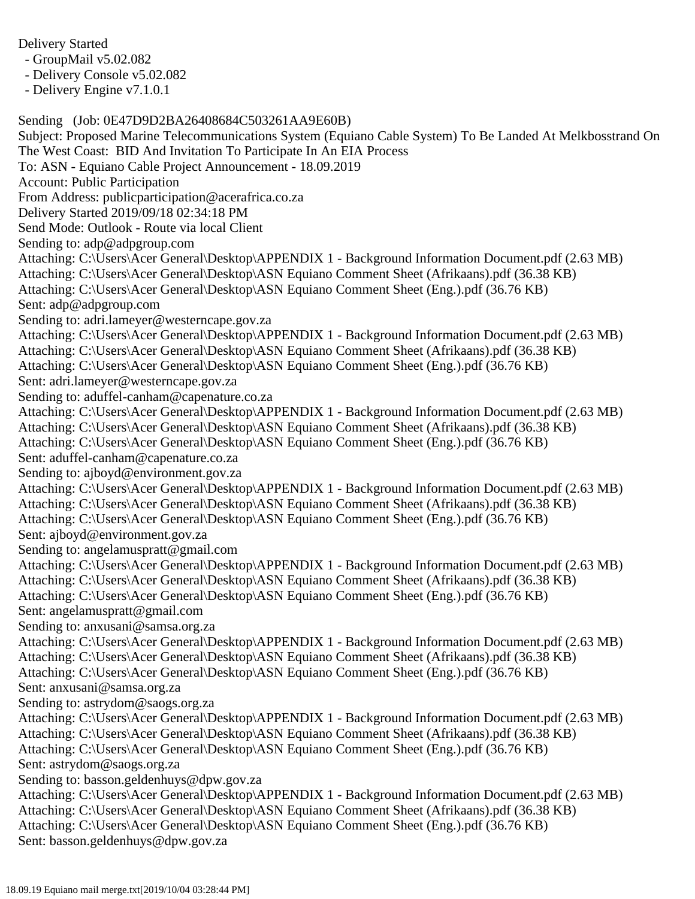Delivery Started
- GroupMail v5.02.082
- Delivery Console v5.02.082
- Delivery Engine v7.1.0.1

Sending (Job: 0E47D9D2BA26408684C503261AA9E60B)
Subject: Proposed Marine Telecommunications System (Equiano Cable System) To Be Landed At Melkbosstrand On The West Coast: BID And Invitation To Participate In An EIA Process
To: ASN - Equiano Cable Project Announcement - 18.09.2019
Account: Public Participation
From Address: publicparticipation@acerafrica.co.za
Delivery Started 2019/09/18 02:34:18 PM
Send Mode: Outlook - Route via local Client
Sending to: adp@adpgroup.com
Attaching: C:\Users\Acer General\Desktop\APPENDIX 1 - Background Information Document.pdf (2.63 MB)
Attaching: C:\Users\Acer General\Desktop\ASN Equiano Comment Sheet (Afrikaans).pdf (36.38 KB)
Attaching: C:\Users\Acer General\Desktop\ASN Equiano Comment Sheet (Eng.).pdf (36.76 KB)
Sent: adp@adpgroup.com
Sending to: adri.lameyer@westerncape.gov.za
Attaching: C:\Users\Acer General\Desktop\APPENDIX 1 - Background Information Document.pdf (2.63 MB)
Attaching: C:\Users\Acer General\Desktop\ASN Equiano Comment Sheet (Afrikaans).pdf (36.38 KB)
Attaching: C:\Users\Acer General\Desktop\ASN Equiano Comment Sheet (Eng.).pdf (36.76 KB)
Sent: adri.lameyer@westerncape.gov.za
Sending to: aduffel-canham@capenature.co.za
Attaching: C:\Users\Acer General\Desktop\APPENDIX 1 - Background Information Document.pdf (2.63 MB)
Attaching: C:\Users\Acer General\Desktop\ASN Equiano Comment Sheet (Afrikaans).pdf (36.38 KB)
Attaching: C:\Users\Acer General\Desktop\ASN Equiano Comment Sheet (Eng.).pdf (36.76 KB)
Sent: aduffel-canham@capenature.co.za
Sending to: ajboyd@environment.gov.za
Attaching: C:\Users\Acer General\Desktop\APPENDIX 1 - Background Information Document.pdf (2.63 MB)
Attaching: C:\Users\Acer General\Desktop\ASN Equiano Comment Sheet (Afrikaans).pdf (36.38 KB)
Attaching: C:\Users\Acer General\Desktop\ASN Equiano Comment Sheet (Eng.).pdf (36.76 KB)
Sent: ajboyd@environment.gov.za
Sending to: angelamuspratt@gmail.com
Attaching: C:\Users\Acer General\Desktop\APPENDIX 1 - Background Information Document.pdf (2.63 MB)
Attaching: C:\Users\Acer General\Desktop\ASN Equiano Comment Sheet (Afrikaans).pdf (36.38 KB)
Attaching: C:\Users\Acer General\Desktop\ASN Equiano Comment Sheet (Eng.).pdf (36.76 KB)
Sent: angelamuspratt@gmail.com
Sending to: anxusani@samsa.org.za
Attaching: C:\Users\Acer General\Desktop\APPENDIX 1 - Background Information Document.pdf (2.63 MB)
Attaching: C:\Users\Acer General\Desktop\ASN Equiano Comment Sheet (Afrikaans).pdf (36.38 KB)
Attaching: C:\Users\Acer General\Desktop\ASN Equiano Comment Sheet (Eng.).pdf (36.76 KB)
Sent: anxusani@samsa.org.za
Sending to: astrydom@saogs.org.za
Attaching: C:\Users\Acer General\Desktop\APPENDIX 1 - Background Information Document.pdf (2.63 MB)
Attaching: C:\Users\Acer General\Desktop\ASN Equiano Comment Sheet (Afrikaans).pdf (36.38 KB)
Attaching: C:\Users\Acer General\Desktop\ASN Equiano Comment Sheet (Eng.).pdf (36.76 KB)
Sent: astrydom@saogs.org.za
Sending to: basson.geldenhuys@dpw.gov.za
Attaching: C:\Users\Acer General\Desktop\APPENDIX 1 - Background Information Document.pdf (2.63 MB)
Attaching: C:\Users\Acer General\Desktop\ASN Equiano Comment Sheet (Afrikaans).pdf (36.38 KB)
Attaching: C:\Users\Acer General\Desktop\ASN Equiano Comment Sheet (Eng.).pdf (36.76 KB)
Sent: basson.geldenhuys@dpw.gov.za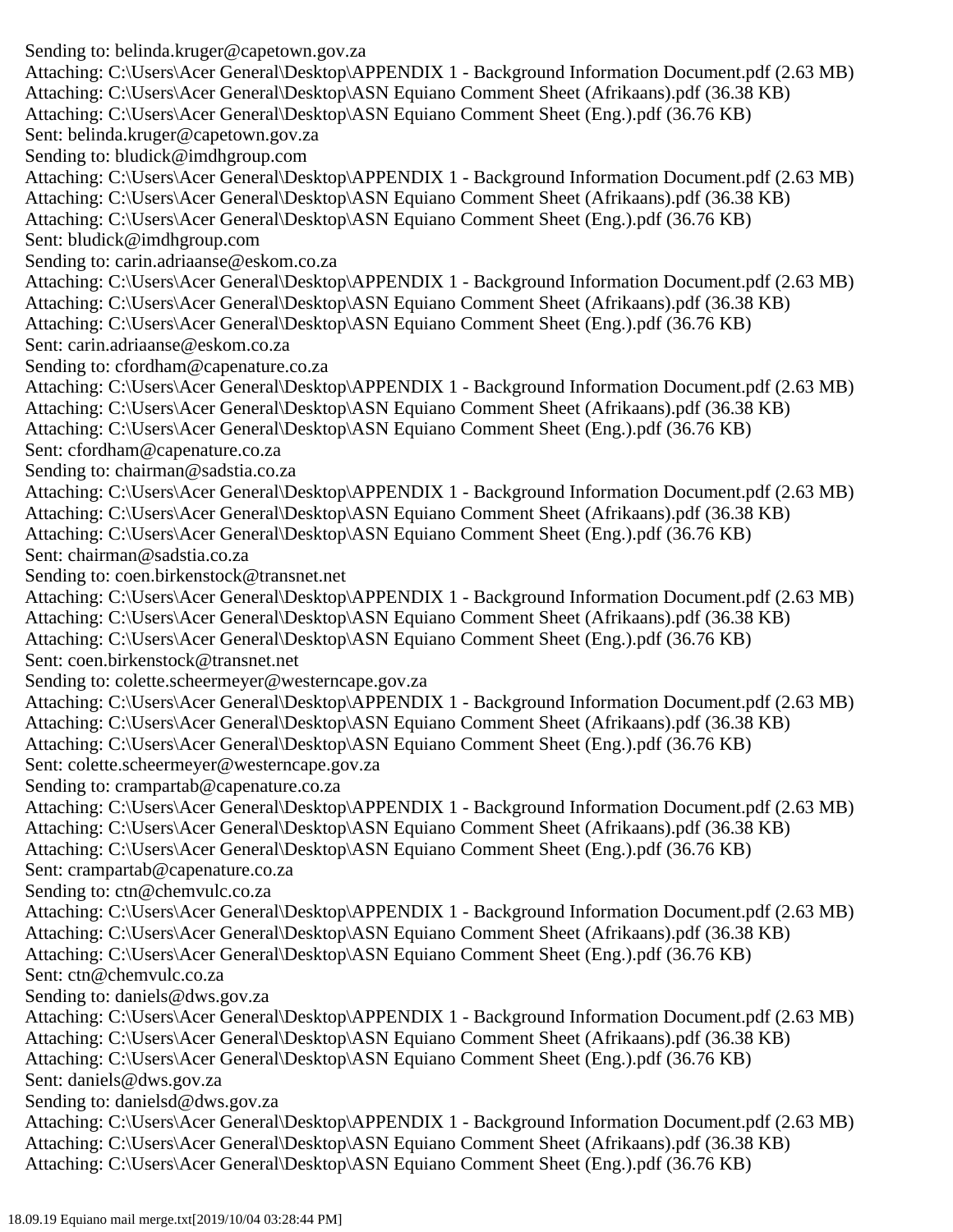Sending to: belinda.kruger@capetown.gov.za
Attaching: C:\Users\Acer General\Desktop\APPENDIX 1 - Background Information Document.pdf (2.63 MB)
Attaching: C:\Users\Acer General\Desktop\ASN Equiano Comment Sheet (Afrikaans).pdf (36.38 KB)
Attaching: C:\Users\Acer General\Desktop\ASN Equiano Comment Sheet (Eng.).pdf (36.76 KB)
Sent: belinda.kruger@capetown.gov.za
Sending to: bludick@imdhgroup.com
Attaching: C:\Users\Acer General\Desktop\APPENDIX 1 - Background Information Document.pdf (2.63 MB)
Attaching: C:\Users\Acer General\Desktop\ASN Equiano Comment Sheet (Afrikaans).pdf (36.38 KB)
Attaching: C:\Users\Acer General\Desktop\ASN Equiano Comment Sheet (Eng.).pdf (36.76 KB)
Sent: bludick@imdhgroup.com
Sending to: carin.adriaanse@eskom.co.za
Attaching: C:\Users\Acer General\Desktop\APPENDIX 1 - Background Information Document.pdf (2.63 MB)
Attaching: C:\Users\Acer General\Desktop\ASN Equiano Comment Sheet (Afrikaans).pdf (36.38 KB)
Attaching: C:\Users\Acer General\Desktop\ASN Equiano Comment Sheet (Eng.).pdf (36.76 KB)
Sent: carin.adriaanse@eskom.co.za
Sending to: cfordham@capenature.co.za
Attaching: C:\Users\Acer General\Desktop\APPENDIX 1 - Background Information Document.pdf (2.63 MB)
Attaching: C:\Users\Acer General\Desktop\ASN Equiano Comment Sheet (Afrikaans).pdf (36.38 KB)
Attaching: C:\Users\Acer General\Desktop\ASN Equiano Comment Sheet (Eng.).pdf (36.76 KB)
Sent: cfordham@capenature.co.za
Sending to: chairman@sadstia.co.za
Attaching: C:\Users\Acer General\Desktop\APPENDIX 1 - Background Information Document.pdf (2.63 MB)
Attaching: C:\Users\Acer General\Desktop\ASN Equiano Comment Sheet (Afrikaans).pdf (36.38 KB)
Attaching: C:\Users\Acer General\Desktop\ASN Equiano Comment Sheet (Eng.).pdf (36.76 KB)
Sent: chairman@sadstia.co.za
Sending to: coen.birkenstock@transnet.net
Attaching: C:\Users\Acer General\Desktop\APPENDIX 1 - Background Information Document.pdf (2.63 MB)
Attaching: C:\Users\Acer General\Desktop\ASN Equiano Comment Sheet (Afrikaans).pdf (36.38 KB)
Attaching: C:\Users\Acer General\Desktop\ASN Equiano Comment Sheet (Eng.).pdf (36.76 KB)
Sent: coen.birkenstock@transnet.net
Sending to: colette.scheermeyer@westerncape.gov.za
Attaching: C:\Users\Acer General\Desktop\APPENDIX 1 - Background Information Document.pdf (2.63 MB)
Attaching: C:\Users\Acer General\Desktop\ASN Equiano Comment Sheet (Afrikaans).pdf (36.38 KB)
Attaching: C:\Users\Acer General\Desktop\ASN Equiano Comment Sheet (Eng.).pdf (36.76 KB)
Sent: colette.scheermeyer@westerncape.gov.za
Sending to: crampartab@capenature.co.za
Attaching: C:\Users\Acer General\Desktop\APPENDIX 1 - Background Information Document.pdf (2.63 MB)
Attaching: C:\Users\Acer General\Desktop\ASN Equiano Comment Sheet (Afrikaans).pdf (36.38 KB)
Attaching: C:\Users\Acer General\Desktop\ASN Equiano Comment Sheet (Eng.).pdf (36.76 KB)
Sent: crampartab@capenature.co.za
Sending to: ctn@chemvulc.co.za
Attaching: C:\Users\Acer General\Desktop\APPENDIX 1 - Background Information Document.pdf (2.63 MB)
Attaching: C:\Users\Acer General\Desktop\ASN Equiano Comment Sheet (Afrikaans).pdf (36.38 KB)
Attaching: C:\Users\Acer General\Desktop\ASN Equiano Comment Sheet (Eng.).pdf (36.76 KB)
Sent: ctn@chemvulc.co.za
Sending to: daniels@dws.gov.za
Attaching: C:\Users\Acer General\Desktop\APPENDIX 1 - Background Information Document.pdf (2.63 MB)
Attaching: C:\Users\Acer General\Desktop\ASN Equiano Comment Sheet (Afrikaans).pdf (36.38 KB)
Attaching: C:\Users\Acer General\Desktop\ASN Equiano Comment Sheet (Eng.).pdf (36.76 KB)
Sent: daniels@dws.gov.za
Sending to: danielsd@dws.gov.za
Attaching: C:\Users\Acer General\Desktop\APPENDIX 1 - Background Information Document.pdf (2.63 MB)
Attaching: C:\Users\Acer General\Desktop\ASN Equiano Comment Sheet (Afrikaans).pdf (36.38 KB)
Attaching: C:\Users\Acer General\Desktop\ASN Equiano Comment Sheet (Eng.).pdf (36.76 KB)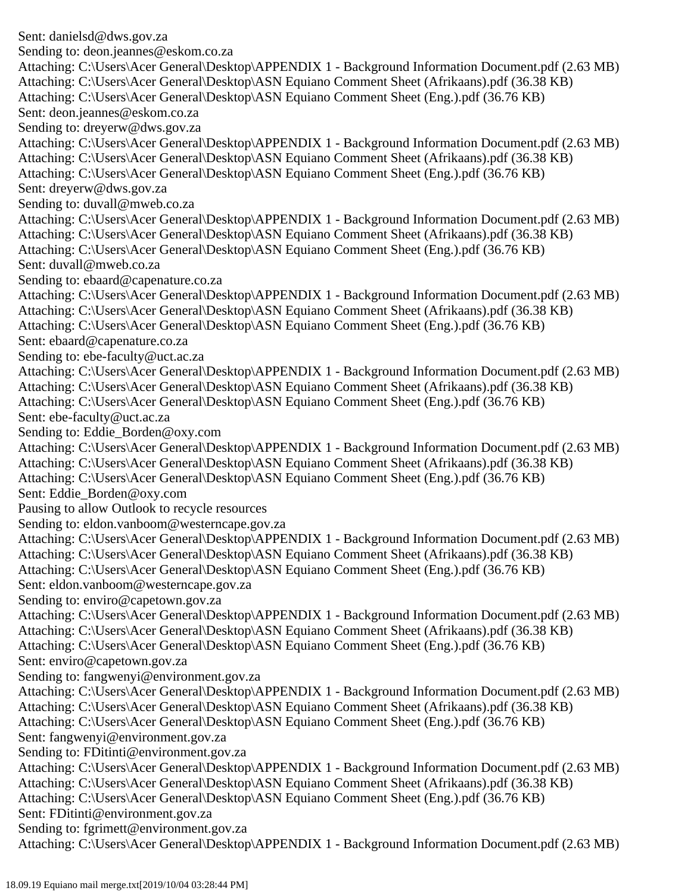Sent: danielsd@dws.gov.za
Sending to: deon.jeannes@eskom.co.za
Attaching: C:\Users\Acer General\Desktop\APPENDIX 1 - Background Information Document.pdf (2.63 MB)
Attaching: C:\Users\Acer General\Desktop\ASN Equiano Comment Sheet (Afrikaans).pdf (36.38 KB)
Attaching: C:\Users\Acer General\Desktop\ASN Equiano Comment Sheet (Eng.).pdf (36.76 KB)
Sent: deon.jeannes@eskom.co.za
Sending to: dreyerw@dws.gov.za
Attaching: C:\Users\Acer General\Desktop\APPENDIX 1 - Background Information Document.pdf (2.63 MB)
Attaching: C:\Users\Acer General\Desktop\ASN Equiano Comment Sheet (Afrikaans).pdf (36.38 KB)
Attaching: C:\Users\Acer General\Desktop\ASN Equiano Comment Sheet (Eng.).pdf (36.76 KB)
Sent: dreyerw@dws.gov.za
Sending to: duvall@mweb.co.za
Attaching: C:\Users\Acer General\Desktop\APPENDIX 1 - Background Information Document.pdf (2.63 MB)
Attaching: C:\Users\Acer General\Desktop\ASN Equiano Comment Sheet (Afrikaans).pdf (36.38 KB)
Attaching: C:\Users\Acer General\Desktop\ASN Equiano Comment Sheet (Eng.).pdf (36.76 KB)
Sent: duvall@mweb.co.za
Sending to: ebaard@capenature.co.za
Attaching: C:\Users\Acer General\Desktop\APPENDIX 1 - Background Information Document.pdf (2.63 MB)
Attaching: C:\Users\Acer General\Desktop\ASN Equiano Comment Sheet (Afrikaans).pdf (36.38 KB)
Attaching: C:\Users\Acer General\Desktop\ASN Equiano Comment Sheet (Eng.).pdf (36.76 KB)
Sent: ebaard@capenature.co.za
Sending to: ebe-faculty@uct.ac.za
Attaching: C:\Users\Acer General\Desktop\APPENDIX 1 - Background Information Document.pdf (2.63 MB)
Attaching: C:\Users\Acer General\Desktop\ASN Equiano Comment Sheet (Afrikaans).pdf (36.38 KB)
Attaching: C:\Users\Acer General\Desktop\ASN Equiano Comment Sheet (Eng.).pdf (36.76 KB)
Sent: ebe-faculty@uct.ac.za
Sending to: Eddie_Borden@oxy.com
Attaching: C:\Users\Acer General\Desktop\APPENDIX 1 - Background Information Document.pdf (2.63 MB)
Attaching: C:\Users\Acer General\Desktop\ASN Equiano Comment Sheet (Afrikaans).pdf (36.38 KB)
Attaching: C:\Users\Acer General\Desktop\ASN Equiano Comment Sheet (Eng.).pdf (36.76 KB)
Sent: Eddie_Borden@oxy.com
Pausing to allow Outlook to recycle resources
Sending to: eldon.vanboom@westerncape.gov.za
Attaching: C:\Users\Acer General\Desktop\APPENDIX 1 - Background Information Document.pdf (2.63 MB)
Attaching: C:\Users\Acer General\Desktop\ASN Equiano Comment Sheet (Afrikaans).pdf (36.38 KB)
Attaching: C:\Users\Acer General\Desktop\ASN Equiano Comment Sheet (Eng.).pdf (36.76 KB)
Sent: eldon.vanboom@westerncape.gov.za
Sending to: enviro@capetown.gov.za
Attaching: C:\Users\Acer General\Desktop\APPENDIX 1 - Background Information Document.pdf (2.63 MB)
Attaching: C:\Users\Acer General\Desktop\ASN Equiano Comment Sheet (Afrikaans).pdf (36.38 KB)
Attaching: C:\Users\Acer General\Desktop\ASN Equiano Comment Sheet (Eng.).pdf (36.76 KB)
Sent: enviro@capetown.gov.za
Sending to: fangwenyi@environment.gov.za
Attaching: C:\Users\Acer General\Desktop\APPENDIX 1 - Background Information Document.pdf (2.63 MB)
Attaching: C:\Users\Acer General\Desktop\ASN Equiano Comment Sheet (Afrikaans).pdf (36.38 KB)
Attaching: C:\Users\Acer General\Desktop\ASN Equiano Comment Sheet (Eng.).pdf (36.76 KB)
Sent: fangwenyi@environment.gov.za
Sending to: FDitinti@environment.gov.za
Attaching: C:\Users\Acer General\Desktop\APPENDIX 1 - Background Information Document.pdf (2.63 MB)
Attaching: C:\Users\Acer General\Desktop\ASN Equiano Comment Sheet (Afrikaans).pdf (36.38 KB)
Attaching: C:\Users\Acer General\Desktop\ASN Equiano Comment Sheet (Eng.).pdf (36.76 KB)
Sent: FDitinti@environment.gov.za
Sending to: fgrimett@environment.gov.za
Attaching: C:\Users\Acer General\Desktop\APPENDIX 1 - Background Information Document.pdf (2.63 MB)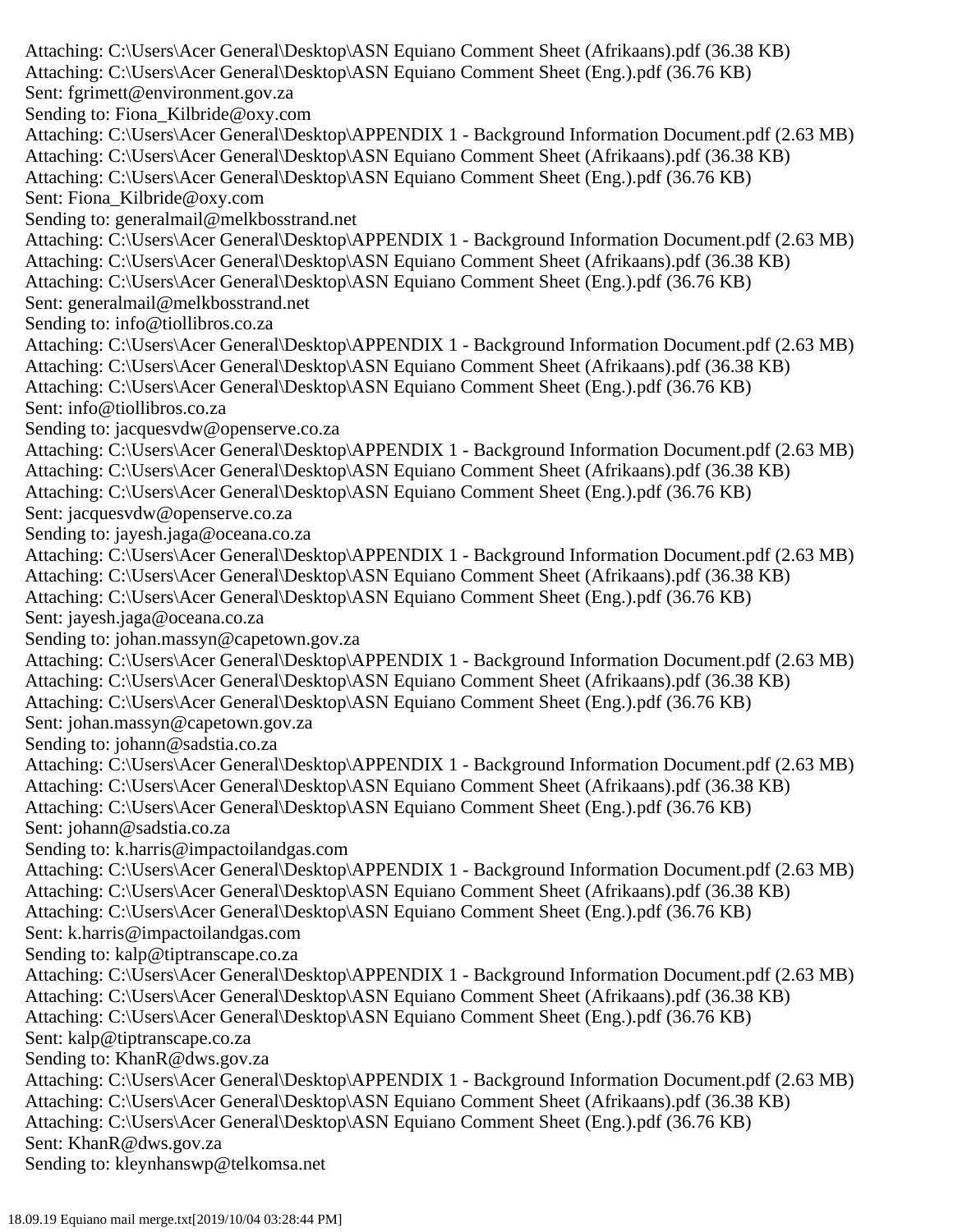Attaching: C:\Users\Acer General\Desktop\ASN Equiano Comment Sheet (Afrikaans).pdf (36.38 KB)
Attaching: C:\Users\Acer General\Desktop\ASN Equiano Comment Sheet (Eng.).pdf (36.76 KB)
Sent: fgrimett@environment.gov.za
Sending to: Fiona_Kilbride@oxy.com
Attaching: C:\Users\Acer General\Desktop\APPENDIX 1 - Background Information Document.pdf (2.63 MB)
Attaching: C:\Users\Acer General\Desktop\ASN Equiano Comment Sheet (Afrikaans).pdf (36.38 KB)
Attaching: C:\Users\Acer General\Desktop\ASN Equiano Comment Sheet (Eng.).pdf (36.76 KB)
Sent: Fiona_Kilbride@oxy.com
Sending to: generalmail@melkbosstrand.net
Attaching: C:\Users\Acer General\Desktop\APPENDIX 1 - Background Information Document.pdf (2.63 MB)
Attaching: C:\Users\Acer General\Desktop\ASN Equiano Comment Sheet (Afrikaans).pdf (36.38 KB)
Attaching: C:\Users\Acer General\Desktop\ASN Equiano Comment Sheet (Eng.).pdf (36.76 KB)
Sent: generalmail@melkbosstrand.net
Sending to: info@tiollibros.co.za
Attaching: C:\Users\Acer General\Desktop\APPENDIX 1 - Background Information Document.pdf (2.63 MB)
Attaching: C:\Users\Acer General\Desktop\ASN Equiano Comment Sheet (Afrikaans).pdf (36.38 KB)
Attaching: C:\Users\Acer General\Desktop\ASN Equiano Comment Sheet (Eng.).pdf (36.76 KB)
Sent: info@tiollibros.co.za
Sending to: jacquesvdw@openserve.co.za
Attaching: C:\Users\Acer General\Desktop\APPENDIX 1 - Background Information Document.pdf (2.63 MB)
Attaching: C:\Users\Acer General\Desktop\ASN Equiano Comment Sheet (Afrikaans).pdf (36.38 KB)
Attaching: C:\Users\Acer General\Desktop\ASN Equiano Comment Sheet (Eng.).pdf (36.76 KB)
Sent: jacquesvdw@openserve.co.za
Sending to: jayesh.jaga@oceana.co.za
Attaching: C:\Users\Acer General\Desktop\APPENDIX 1 - Background Information Document.pdf (2.63 MB)
Attaching: C:\Users\Acer General\Desktop\ASN Equiano Comment Sheet (Afrikaans).pdf (36.38 KB)
Attaching: C:\Users\Acer General\Desktop\ASN Equiano Comment Sheet (Eng.).pdf (36.76 KB)
Sent: jayesh.jaga@oceana.co.za
Sending to: johan.massyn@capetown.gov.za
Attaching: C:\Users\Acer General\Desktop\APPENDIX 1 - Background Information Document.pdf (2.63 MB)
Attaching: C:\Users\Acer General\Desktop\ASN Equiano Comment Sheet (Afrikaans).pdf (36.38 KB)
Attaching: C:\Users\Acer General\Desktop\ASN Equiano Comment Sheet (Eng.).pdf (36.76 KB)
Sent: johan.massyn@capetown.gov.za
Sending to: johann@sadstia.co.za
Attaching: C:\Users\Acer General\Desktop\APPENDIX 1 - Background Information Document.pdf (2.63 MB)
Attaching: C:\Users\Acer General\Desktop\ASN Equiano Comment Sheet (Afrikaans).pdf (36.38 KB)
Attaching: C:\Users\Acer General\Desktop\ASN Equiano Comment Sheet (Eng.).pdf (36.76 KB)
Sent: johann@sadstia.co.za
Sending to: k.harris@impactoilandgas.com
Attaching: C:\Users\Acer General\Desktop\APPENDIX 1 - Background Information Document.pdf (2.63 MB)
Attaching: C:\Users\Acer General\Desktop\ASN Equiano Comment Sheet (Afrikaans).pdf (36.38 KB)
Attaching: C:\Users\Acer General\Desktop\ASN Equiano Comment Sheet (Eng.).pdf (36.76 KB)
Sent: k.harris@impactoilandgas.com
Sending to: kalp@tiptranscape.co.za
Attaching: C:\Users\Acer General\Desktop\APPENDIX 1 - Background Information Document.pdf (2.63 MB)
Attaching: C:\Users\Acer General\Desktop\ASN Equiano Comment Sheet (Afrikaans).pdf (36.38 KB)
Attaching: C:\Users\Acer General\Desktop\ASN Equiano Comment Sheet (Eng.).pdf (36.76 KB)
Sent: kalp@tiptranscape.co.za
Sending to: KhanR@dws.gov.za
Attaching: C:\Users\Acer General\Desktop\APPENDIX 1 - Background Information Document.pdf (2.63 MB)
Attaching: C:\Users\Acer General\Desktop\ASN Equiano Comment Sheet (Afrikaans).pdf (36.38 KB)
Attaching: C:\Users\Acer General\Desktop\ASN Equiano Comment Sheet (Eng.).pdf (36.76 KB)
Sent: KhanR@dws.gov.za
Sending to: kleynhanswp@telkomsa.net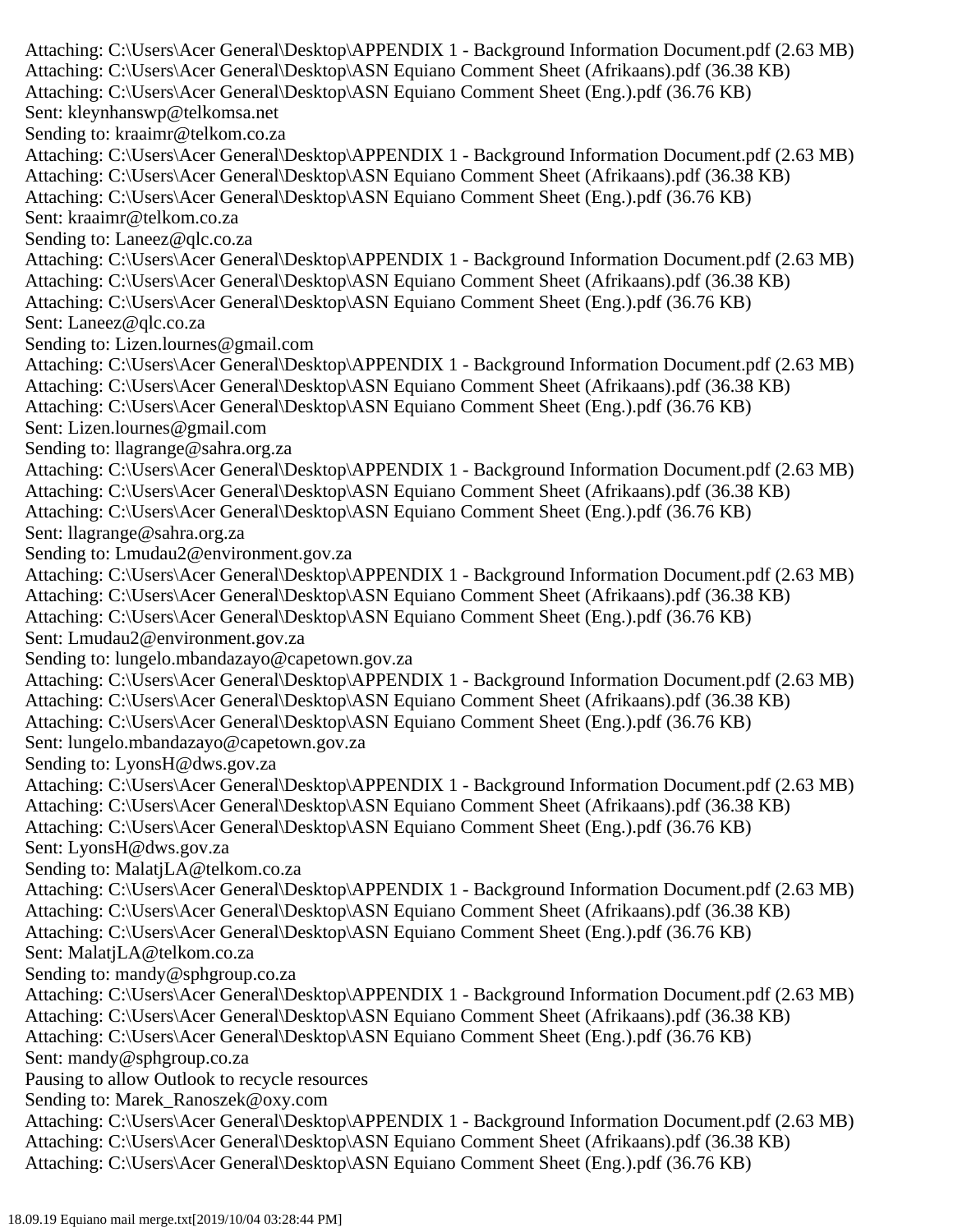Attaching: C:\Users\Acer General\Desktop\APPENDIX 1 - Background Information Document.pdf (2.63 MB)
Attaching: C:\Users\Acer General\Desktop\ASN Equiano Comment Sheet (Afrikaans).pdf (36.38 KB)
Attaching: C:\Users\Acer General\Desktop\ASN Equiano Comment Sheet (Eng.).pdf (36.76 KB)
Sent: kleynhanswp@telkomsa.net
Sending to: kraaimr@telkom.co.za
Attaching: C:\Users\Acer General\Desktop\APPENDIX 1 - Background Information Document.pdf (2.63 MB)
Attaching: C:\Users\Acer General\Desktop\ASN Equiano Comment Sheet (Afrikaans).pdf (36.38 KB)
Attaching: C:\Users\Acer General\Desktop\ASN Equiano Comment Sheet (Eng.).pdf (36.76 KB)
Sent: kraaimr@telkom.co.za
Sending to: Laneez@qlc.co.za
Attaching: C:\Users\Acer General\Desktop\APPENDIX 1 - Background Information Document.pdf (2.63 MB)
Attaching: C:\Users\Acer General\Desktop\ASN Equiano Comment Sheet (Afrikaans).pdf (36.38 KB)
Attaching: C:\Users\Acer General\Desktop\ASN Equiano Comment Sheet (Eng.).pdf (36.76 KB)
Sent: Laneez@qlc.co.za
Sending to: Lizen.lournes@gmail.com
Attaching: C:\Users\Acer General\Desktop\APPENDIX 1 - Background Information Document.pdf (2.63 MB)
Attaching: C:\Users\Acer General\Desktop\ASN Equiano Comment Sheet (Afrikaans).pdf (36.38 KB)
Attaching: C:\Users\Acer General\Desktop\ASN Equiano Comment Sheet (Eng.).pdf (36.76 KB)
Sent: Lizen.lournes@gmail.com
Sending to: llagrange@sahra.org.za
Attaching: C:\Users\Acer General\Desktop\APPENDIX 1 - Background Information Document.pdf (2.63 MB)
Attaching: C:\Users\Acer General\Desktop\ASN Equiano Comment Sheet (Afrikaans).pdf (36.38 KB)
Attaching: C:\Users\Acer General\Desktop\ASN Equiano Comment Sheet (Eng.).pdf (36.76 KB)
Sent: llagrange@sahra.org.za
Sending to: Lmudau2@environment.gov.za
Attaching: C:\Users\Acer General\Desktop\APPENDIX 1 - Background Information Document.pdf (2.63 MB)
Attaching: C:\Users\Acer General\Desktop\ASN Equiano Comment Sheet (Afrikaans).pdf (36.38 KB)
Attaching: C:\Users\Acer General\Desktop\ASN Equiano Comment Sheet (Eng.).pdf (36.76 KB)
Sent: Lmudau2@environment.gov.za
Sending to: lungelo.mbandazayo@capetown.gov.za
Attaching: C:\Users\Acer General\Desktop\APPENDIX 1 - Background Information Document.pdf (2.63 MB)
Attaching: C:\Users\Acer General\Desktop\ASN Equiano Comment Sheet (Afrikaans).pdf (36.38 KB)
Attaching: C:\Users\Acer General\Desktop\ASN Equiano Comment Sheet (Eng.).pdf (36.76 KB)
Sent: lungelo.mbandazayo@capetown.gov.za
Sending to: LyonsH@dws.gov.za
Attaching: C:\Users\Acer General\Desktop\APPENDIX 1 - Background Information Document.pdf (2.63 MB)
Attaching: C:\Users\Acer General\Desktop\ASN Equiano Comment Sheet (Afrikaans).pdf (36.38 KB)
Attaching: C:\Users\Acer General\Desktop\ASN Equiano Comment Sheet (Eng.).pdf (36.76 KB)
Sent: LyonsH@dws.gov.za
Sending to: MalatjLA@telkom.co.za
Attaching: C:\Users\Acer General\Desktop\APPENDIX 1 - Background Information Document.pdf (2.63 MB)
Attaching: C:\Users\Acer General\Desktop\ASN Equiano Comment Sheet (Afrikaans).pdf (36.38 KB)
Attaching: C:\Users\Acer General\Desktop\ASN Equiano Comment Sheet (Eng.).pdf (36.76 KB)
Sent: MalatjLA@telkom.co.za
Sending to: mandy@sphgroup.co.za
Attaching: C:\Users\Acer General\Desktop\APPENDIX 1 - Background Information Document.pdf (2.63 MB)
Attaching: C:\Users\Acer General\Desktop\ASN Equiano Comment Sheet (Afrikaans).pdf (36.38 KB)
Attaching: C:\Users\Acer General\Desktop\ASN Equiano Comment Sheet (Eng.).pdf (36.76 KB)
Sent: mandy@sphgroup.co.za
Pausing to allow Outlook to recycle resources
Sending to: Marek_Ranoszek@oxy.com
Attaching: C:\Users\Acer General\Desktop\APPENDIX 1 - Background Information Document.pdf (2.63 MB)
Attaching: C:\Users\Acer General\Desktop\ASN Equiano Comment Sheet (Afrikaans).pdf (36.38 KB)
Attaching: C:\Users\Acer General\Desktop\ASN Equiano Comment Sheet (Eng.).pdf (36.76 KB)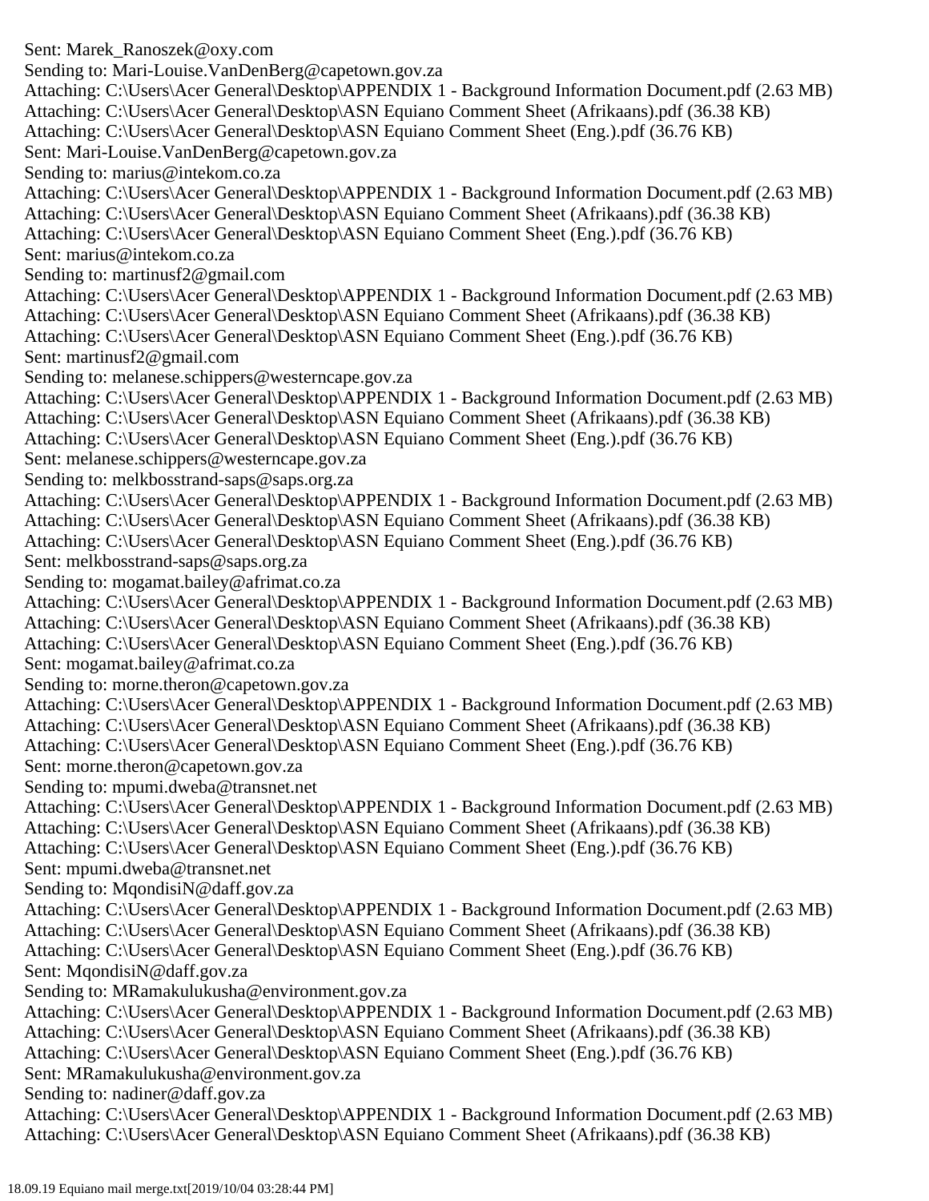Sent: Marek_Ranoszek@oxy.com
Sending to: Mari-Louise.VanDenBerg@capetown.gov.za
Attaching: C:\Users\Acer General\Desktop\APPENDIX 1 - Background Information Document.pdf (2.63 MB)
Attaching: C:\Users\Acer General\Desktop\ASN Equiano Comment Sheet (Afrikaans).pdf (36.38 KB)
Attaching: C:\Users\Acer General\Desktop\ASN Equiano Comment Sheet (Eng.).pdf (36.76 KB)
Sent: Mari-Louise.VanDenBerg@capetown.gov.za
Sending to: marius@intekom.co.za
Attaching: C:\Users\Acer General\Desktop\APPENDIX 1 - Background Information Document.pdf (2.63 MB)
Attaching: C:\Users\Acer General\Desktop\ASN Equiano Comment Sheet (Afrikaans).pdf (36.38 KB)
Attaching: C:\Users\Acer General\Desktop\ASN Equiano Comment Sheet (Eng.).pdf (36.76 KB)
Sent: marius@intekom.co.za
Sending to: martinusf2@gmail.com
Attaching: C:\Users\Acer General\Desktop\APPENDIX 1 - Background Information Document.pdf (2.63 MB)
Attaching: C:\Users\Acer General\Desktop\ASN Equiano Comment Sheet (Afrikaans).pdf (36.38 KB)
Attaching: C:\Users\Acer General\Desktop\ASN Equiano Comment Sheet (Eng.).pdf (36.76 KB)
Sent: martinusf2@gmail.com
Sending to: melanese.schippers@westerncape.gov.za
Attaching: C:\Users\Acer General\Desktop\APPENDIX 1 - Background Information Document.pdf (2.63 MB)
Attaching: C:\Users\Acer General\Desktop\ASN Equiano Comment Sheet (Afrikaans).pdf (36.38 KB)
Attaching: C:\Users\Acer General\Desktop\ASN Equiano Comment Sheet (Eng.).pdf (36.76 KB)
Sent: melanese.schippers@westerncape.gov.za
Sending to: melkbosstrand-saps@saps.org.za
Attaching: C:\Users\Acer General\Desktop\APPENDIX 1 - Background Information Document.pdf (2.63 MB)
Attaching: C:\Users\Acer General\Desktop\ASN Equiano Comment Sheet (Afrikaans).pdf (36.38 KB)
Attaching: C:\Users\Acer General\Desktop\ASN Equiano Comment Sheet (Eng.).pdf (36.76 KB)
Sent: melkbosstrand-saps@saps.org.za
Sending to: mogamat.bailey@afrimat.co.za
Attaching: C:\Users\Acer General\Desktop\APPENDIX 1 - Background Information Document.pdf (2.63 MB)
Attaching: C:\Users\Acer General\Desktop\ASN Equiano Comment Sheet (Afrikaans).pdf (36.38 KB)
Attaching: C:\Users\Acer General\Desktop\ASN Equiano Comment Sheet (Eng.).pdf (36.76 KB)
Sent: mogamat.bailey@afrimat.co.za
Sending to: morne.theron@capetown.gov.za
Attaching: C:\Users\Acer General\Desktop\APPENDIX 1 - Background Information Document.pdf (2.63 MB)
Attaching: C:\Users\Acer General\Desktop\ASN Equiano Comment Sheet (Afrikaans).pdf (36.38 KB)
Attaching: C:\Users\Acer General\Desktop\ASN Equiano Comment Sheet (Eng.).pdf (36.76 KB)
Sent: morne.theron@capetown.gov.za
Sending to: mpumi.dweba@transnet.net
Attaching: C:\Users\Acer General\Desktop\APPENDIX 1 - Background Information Document.pdf (2.63 MB)
Attaching: C:\Users\Acer General\Desktop\ASN Equiano Comment Sheet (Afrikaans).pdf (36.38 KB)
Attaching: C:\Users\Acer General\Desktop\ASN Equiano Comment Sheet (Eng.).pdf (36.76 KB)
Sent: mpumi.dweba@transnet.net
Sending to: MqondisiN@daff.gov.za
Attaching: C:\Users\Acer General\Desktop\APPENDIX 1 - Background Information Document.pdf (2.63 MB)
Attaching: C:\Users\Acer General\Desktop\ASN Equiano Comment Sheet (Afrikaans).pdf (36.38 KB)
Attaching: C:\Users\Acer General\Desktop\ASN Equiano Comment Sheet (Eng.).pdf (36.76 KB)
Sent: MqondisiN@daff.gov.za
Sending to: MRamakulukusha@environment.gov.za
Attaching: C:\Users\Acer General\Desktop\APPENDIX 1 - Background Information Document.pdf (2.63 MB)
Attaching: C:\Users\Acer General\Desktop\ASN Equiano Comment Sheet (Afrikaans).pdf (36.38 KB)
Attaching: C:\Users\Acer General\Desktop\ASN Equiano Comment Sheet (Eng.).pdf (36.76 KB)
Sent: MRamakulukusha@environment.gov.za
Sending to: nadiner@daff.gov.za
Attaching: C:\Users\Acer General\Desktop\APPENDIX 1 - Background Information Document.pdf (2.63 MB)
Attaching: C:\Users\Acer General\Desktop\ASN Equiano Comment Sheet (Afrikaans).pdf (36.38 KB)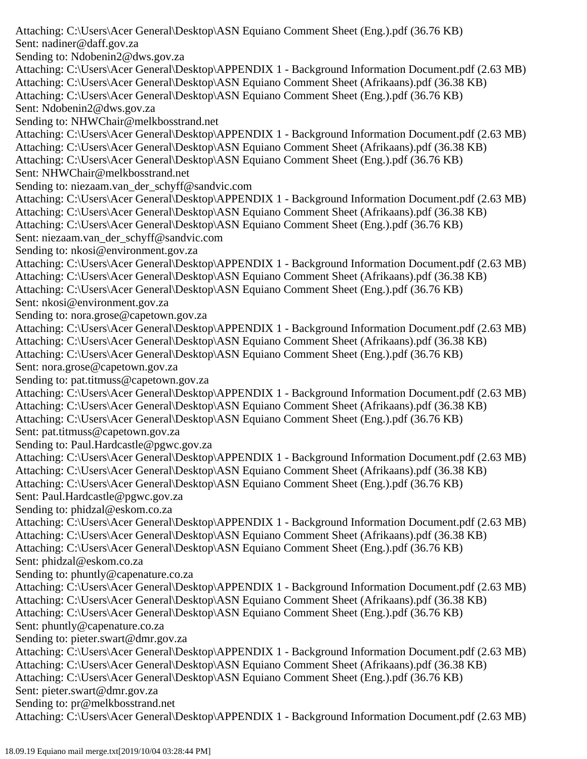Attaching: C:\Users\Acer General\Desktop\ASN Equiano Comment Sheet (Eng.).pdf (36.76 KB)
Sent: nadiner@daff.gov.za
Sending to: Ndobenin2@dws.gov.za
Attaching: C:\Users\Acer General\Desktop\APPENDIX 1 - Background Information Document.pdf (2.63 MB)
Attaching: C:\Users\Acer General\Desktop\ASN Equiano Comment Sheet (Afrikaans).pdf (36.38 KB)
Attaching: C:\Users\Acer General\Desktop\ASN Equiano Comment Sheet (Eng.).pdf (36.76 KB)
Sent: Ndobenin2@dws.gov.za
Sending to: NHWChair@melkbosstrand.net
Attaching: C:\Users\Acer General\Desktop\APPENDIX 1 - Background Information Document.pdf (2.63 MB)
Attaching: C:\Users\Acer General\Desktop\ASN Equiano Comment Sheet (Afrikaans).pdf (36.38 KB)
Attaching: C:\Users\Acer General\Desktop\ASN Equiano Comment Sheet (Eng.).pdf (36.76 KB)
Sent: NHWChair@melkbosstrand.net
Sending to: niezaam.van_der_schyff@sandvic.com
Attaching: C:\Users\Acer General\Desktop\APPENDIX 1 - Background Information Document.pdf (2.63 MB)
Attaching: C:\Users\Acer General\Desktop\ASN Equiano Comment Sheet (Afrikaans).pdf (36.38 KB)
Attaching: C:\Users\Acer General\Desktop\ASN Equiano Comment Sheet (Eng.).pdf (36.76 KB)
Sent: niezaam.van_der_schyff@sandvic.com
Sending to: nkosi@environment.gov.za
Attaching: C:\Users\Acer General\Desktop\APPENDIX 1 - Background Information Document.pdf (2.63 MB)
Attaching: C:\Users\Acer General\Desktop\ASN Equiano Comment Sheet (Afrikaans).pdf (36.38 KB)
Attaching: C:\Users\Acer General\Desktop\ASN Equiano Comment Sheet (Eng.).pdf (36.76 KB)
Sent: nkosi@environment.gov.za
Sending to: nora.grose@capetown.gov.za
Attaching: C:\Users\Acer General\Desktop\APPENDIX 1 - Background Information Document.pdf (2.63 MB)
Attaching: C:\Users\Acer General\Desktop\ASN Equiano Comment Sheet (Afrikaans).pdf (36.38 KB)
Attaching: C:\Users\Acer General\Desktop\ASN Equiano Comment Sheet (Eng.).pdf (36.76 KB)
Sent: nora.grose@capetown.gov.za
Sending to: pat.titmuss@capetown.gov.za
Attaching: C:\Users\Acer General\Desktop\APPENDIX 1 - Background Information Document.pdf (2.63 MB)
Attaching: C:\Users\Acer General\Desktop\ASN Equiano Comment Sheet (Afrikaans).pdf (36.38 KB)
Attaching: C:\Users\Acer General\Desktop\ASN Equiano Comment Sheet (Eng.).pdf (36.76 KB)
Sent: pat.titmuss@capetown.gov.za
Sending to: Paul.Hardcastle@pgwc.gov.za
Attaching: C:\Users\Acer General\Desktop\APPENDIX 1 - Background Information Document.pdf (2.63 MB)
Attaching: C:\Users\Acer General\Desktop\ASN Equiano Comment Sheet (Afrikaans).pdf (36.38 KB)
Attaching: C:\Users\Acer General\Desktop\ASN Equiano Comment Sheet (Eng.).pdf (36.76 KB)
Sent: Paul.Hardcastle@pgwc.gov.za
Sending to: phidzal@eskom.co.za
Attaching: C:\Users\Acer General\Desktop\APPENDIX 1 - Background Information Document.pdf (2.63 MB)
Attaching: C:\Users\Acer General\Desktop\ASN Equiano Comment Sheet (Afrikaans).pdf (36.38 KB)
Attaching: C:\Users\Acer General\Desktop\ASN Equiano Comment Sheet (Eng.).pdf (36.76 KB)
Sent: phidzal@eskom.co.za
Sending to: phuntly@capenature.co.za
Attaching: C:\Users\Acer General\Desktop\APPENDIX 1 - Background Information Document.pdf (2.63 MB)
Attaching: C:\Users\Acer General\Desktop\ASN Equiano Comment Sheet (Afrikaans).pdf (36.38 KB)
Attaching: C:\Users\Acer General\Desktop\ASN Equiano Comment Sheet (Eng.).pdf (36.76 KB)
Sent: phuntly@capenature.co.za
Sending to: pieter.swart@dmr.gov.za
Attaching: C:\Users\Acer General\Desktop\APPENDIX 1 - Background Information Document.pdf (2.63 MB)
Attaching: C:\Users\Acer General\Desktop\ASN Equiano Comment Sheet (Afrikaans).pdf (36.38 KB)
Attaching: C:\Users\Acer General\Desktop\ASN Equiano Comment Sheet (Eng.).pdf (36.76 KB)
Sent: pieter.swart@dmr.gov.za
Sending to: pr@melkbosstrand.net
Attaching: C:\Users\Acer General\Desktop\APPENDIX 1 - Background Information Document.pdf (2.63 MB)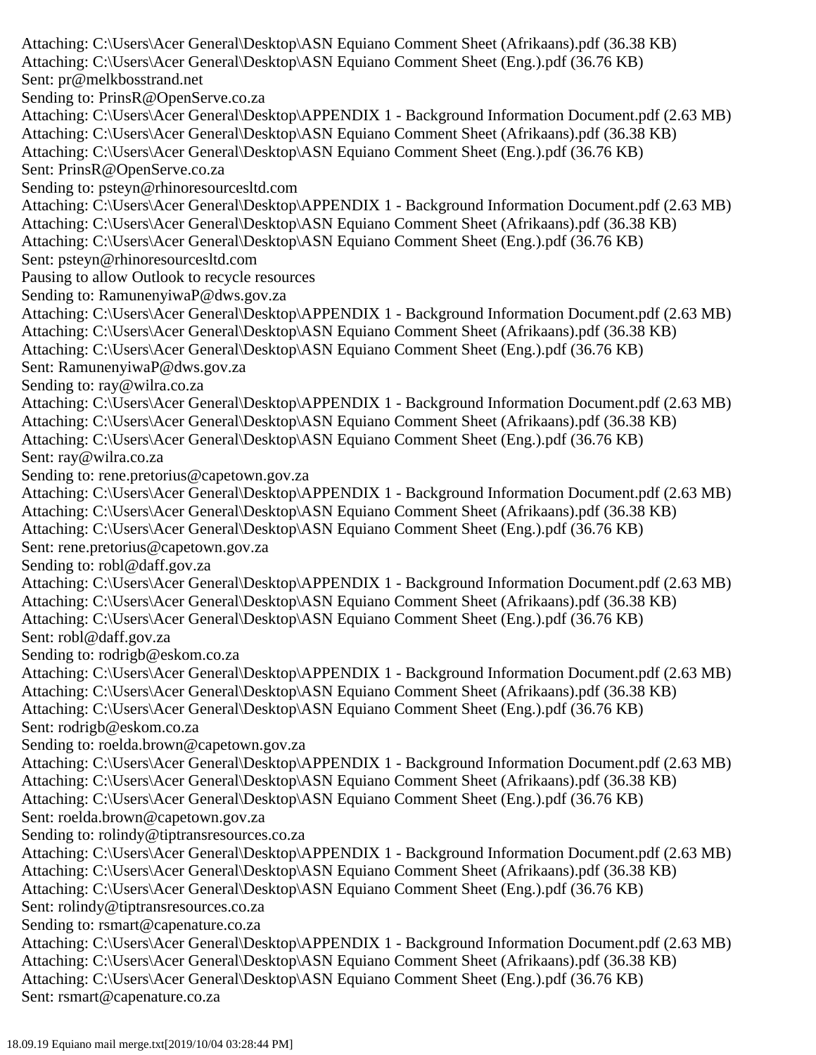Attaching: C:\Users\Acer General\Desktop\ASN Equiano Comment Sheet (Afrikaans).pdf (36.38 KB)
Attaching: C:\Users\Acer General\Desktop\ASN Equiano Comment Sheet (Eng.).pdf (36.76 KB)
Sent: pr@melkbosstrand.net
Sending to: PrinsR@OpenServe.co.za
Attaching: C:\Users\Acer General\Desktop\APPENDIX 1 - Background Information Document.pdf (2.63 MB)
Attaching: C:\Users\Acer General\Desktop\ASN Equiano Comment Sheet (Afrikaans).pdf (36.38 KB)
Attaching: C:\Users\Acer General\Desktop\ASN Equiano Comment Sheet (Eng.).pdf (36.76 KB)
Sent: PrinsR@OpenServe.co.za
Sending to: psteyn@rhinoresourcesltd.com
Attaching: C:\Users\Acer General\Desktop\APPENDIX 1 - Background Information Document.pdf (2.63 MB)
Attaching: C:\Users\Acer General\Desktop\ASN Equiano Comment Sheet (Afrikaans).pdf (36.38 KB)
Attaching: C:\Users\Acer General\Desktop\ASN Equiano Comment Sheet (Eng.).pdf (36.76 KB)
Sent: psteyn@rhinoresourcesltd.com
Pausing to allow Outlook to recycle resources
Sending to: RamunenyiwaP@dws.gov.za
Attaching: C:\Users\Acer General\Desktop\APPENDIX 1 - Background Information Document.pdf (2.63 MB)
Attaching: C:\Users\Acer General\Desktop\ASN Equiano Comment Sheet (Afrikaans).pdf (36.38 KB)
Attaching: C:\Users\Acer General\Desktop\ASN Equiano Comment Sheet (Eng.).pdf (36.76 KB)
Sent: RamunenyiwaP@dws.gov.za
Sending to: ray@wilra.co.za
Attaching: C:\Users\Acer General\Desktop\APPENDIX 1 - Background Information Document.pdf (2.63 MB)
Attaching: C:\Users\Acer General\Desktop\ASN Equiano Comment Sheet (Afrikaans).pdf (36.38 KB)
Attaching: C:\Users\Acer General\Desktop\ASN Equiano Comment Sheet (Eng.).pdf (36.76 KB)
Sent: ray@wilra.co.za
Sending to: rene.pretorius@capetown.gov.za
Attaching: C:\Users\Acer General\Desktop\APPENDIX 1 - Background Information Document.pdf (2.63 MB)
Attaching: C:\Users\Acer General\Desktop\ASN Equiano Comment Sheet (Afrikaans).pdf (36.38 KB)
Attaching: C:\Users\Acer General\Desktop\ASN Equiano Comment Sheet (Eng.).pdf (36.76 KB)
Sent: rene.pretorius@capetown.gov.za
Sending to: robl@daff.gov.za
Attaching: C:\Users\Acer General\Desktop\APPENDIX 1 - Background Information Document.pdf (2.63 MB)
Attaching: C:\Users\Acer General\Desktop\ASN Equiano Comment Sheet (Afrikaans).pdf (36.38 KB)
Attaching: C:\Users\Acer General\Desktop\ASN Equiano Comment Sheet (Eng.).pdf (36.76 KB)
Sent: robl@daff.gov.za
Sending to: rodrigb@eskom.co.za
Attaching: C:\Users\Acer General\Desktop\APPENDIX 1 - Background Information Document.pdf (2.63 MB)
Attaching: C:\Users\Acer General\Desktop\ASN Equiano Comment Sheet (Afrikaans).pdf (36.38 KB)
Attaching: C:\Users\Acer General\Desktop\ASN Equiano Comment Sheet (Eng.).pdf (36.76 KB)
Sent: rodrigb@eskom.co.za
Sending to: roelda.brown@capetown.gov.za
Attaching: C:\Users\Acer General\Desktop\APPENDIX 1 - Background Information Document.pdf (2.63 MB)
Attaching: C:\Users\Acer General\Desktop\ASN Equiano Comment Sheet (Afrikaans).pdf (36.38 KB)
Attaching: C:\Users\Acer General\Desktop\ASN Equiano Comment Sheet (Eng.).pdf (36.76 KB)
Sent: roelda.brown@capetown.gov.za
Sending to: rolindy@tiptransresources.co.za
Attaching: C:\Users\Acer General\Desktop\APPENDIX 1 - Background Information Document.pdf (2.63 MB)
Attaching: C:\Users\Acer General\Desktop\ASN Equiano Comment Sheet (Afrikaans).pdf (36.38 KB)
Attaching: C:\Users\Acer General\Desktop\ASN Equiano Comment Sheet (Eng.).pdf (36.76 KB)
Sent: rolindy@tiptransresources.co.za
Sending to: rsmart@capenature.co.za
Attaching: C:\Users\Acer General\Desktop\APPENDIX 1 - Background Information Document.pdf (2.63 MB)
Attaching: C:\Users\Acer General\Desktop\ASN Equiano Comment Sheet (Afrikaans).pdf (36.38 KB)
Attaching: C:\Users\Acer General\Desktop\ASN Equiano Comment Sheet (Eng.).pdf (36.76 KB)
Sent: rsmart@capenature.co.za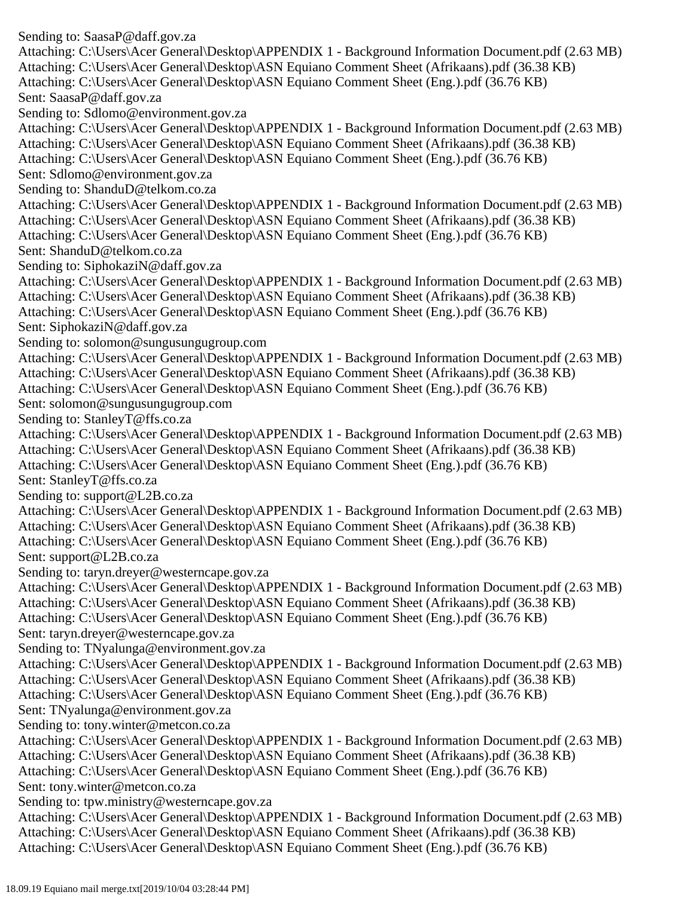Sending to: SaasaP@daff.gov.za
Attaching: C:\Users\Acer General\Desktop\APPENDIX 1 - Background Information Document.pdf (2.63 MB)
Attaching: C:\Users\Acer General\Desktop\ASN Equiano Comment Sheet (Afrikaans).pdf (36.38 KB)
Attaching: C:\Users\Acer General\Desktop\ASN Equiano Comment Sheet (Eng.).pdf (36.76 KB)
Sent: SaasaP@daff.gov.za
Sending to: Sdlomo@environment.gov.za
Attaching: C:\Users\Acer General\Desktop\APPENDIX 1 - Background Information Document.pdf (2.63 MB)
Attaching: C:\Users\Acer General\Desktop\ASN Equiano Comment Sheet (Afrikaans).pdf (36.38 KB)
Attaching: C:\Users\Acer General\Desktop\ASN Equiano Comment Sheet (Eng.).pdf (36.76 KB)
Sent: Sdlomo@environment.gov.za
Sending to: ShanduD@telkom.co.za
Attaching: C:\Users\Acer General\Desktop\APPENDIX 1 - Background Information Document.pdf (2.63 MB)
Attaching: C:\Users\Acer General\Desktop\ASN Equiano Comment Sheet (Afrikaans).pdf (36.38 KB)
Attaching: C:\Users\Acer General\Desktop\ASN Equiano Comment Sheet (Eng.).pdf (36.76 KB)
Sent: ShanduD@telkom.co.za
Sending to: SiphokaziN@daff.gov.za
Attaching: C:\Users\Acer General\Desktop\APPENDIX 1 - Background Information Document.pdf (2.63 MB)
Attaching: C:\Users\Acer General\Desktop\ASN Equiano Comment Sheet (Afrikaans).pdf (36.38 KB)
Attaching: C:\Users\Acer General\Desktop\ASN Equiano Comment Sheet (Eng.).pdf (36.76 KB)
Sent: SiphokaziN@daff.gov.za
Sending to: solomon@sungusungugroup.com
Attaching: C:\Users\Acer General\Desktop\APPENDIX 1 - Background Information Document.pdf (2.63 MB)
Attaching: C:\Users\Acer General\Desktop\ASN Equiano Comment Sheet (Afrikaans).pdf (36.38 KB)
Attaching: C:\Users\Acer General\Desktop\ASN Equiano Comment Sheet (Eng.).pdf (36.76 KB)
Sent: solomon@sungusungugroup.com
Sending to: StanleyT@ffs.co.za
Attaching: C:\Users\Acer General\Desktop\APPENDIX 1 - Background Information Document.pdf (2.63 MB)
Attaching: C:\Users\Acer General\Desktop\ASN Equiano Comment Sheet (Afrikaans).pdf (36.38 KB)
Attaching: C:\Users\Acer General\Desktop\ASN Equiano Comment Sheet (Eng.).pdf (36.76 KB)
Sent: StanleyT@ffs.co.za
Sending to: support@L2B.co.za
Attaching: C:\Users\Acer General\Desktop\APPENDIX 1 - Background Information Document.pdf (2.63 MB)
Attaching: C:\Users\Acer General\Desktop\ASN Equiano Comment Sheet (Afrikaans).pdf (36.38 KB)
Attaching: C:\Users\Acer General\Desktop\ASN Equiano Comment Sheet (Eng.).pdf (36.76 KB)
Sent: support@L2B.co.za
Sending to: taryn.dreyer@westerncape.gov.za
Attaching: C:\Users\Acer General\Desktop\APPENDIX 1 - Background Information Document.pdf (2.63 MB)
Attaching: C:\Users\Acer General\Desktop\ASN Equiano Comment Sheet (Afrikaans).pdf (36.38 KB)
Attaching: C:\Users\Acer General\Desktop\ASN Equiano Comment Sheet (Eng.).pdf (36.76 KB)
Sent: taryn.dreyer@westerncape.gov.za
Sending to: TNyalunga@environment.gov.za
Attaching: C:\Users\Acer General\Desktop\APPENDIX 1 - Background Information Document.pdf (2.63 MB)
Attaching: C:\Users\Acer General\Desktop\ASN Equiano Comment Sheet (Afrikaans).pdf (36.38 KB)
Attaching: C:\Users\Acer General\Desktop\ASN Equiano Comment Sheet (Eng.).pdf (36.76 KB)
Sent: TNyalunga@environment.gov.za
Sending to: tony.winter@metcon.co.za
Attaching: C:\Users\Acer General\Desktop\APPENDIX 1 - Background Information Document.pdf (2.63 MB)
Attaching: C:\Users\Acer General\Desktop\ASN Equiano Comment Sheet (Afrikaans).pdf (36.38 KB)
Attaching: C:\Users\Acer General\Desktop\ASN Equiano Comment Sheet (Eng.).pdf (36.76 KB)
Sent: tony.winter@metcon.co.za
Sending to: tpw.ministry@westerncape.gov.za
Attaching: C:\Users\Acer General\Desktop\APPENDIX 1 - Background Information Document.pdf (2.63 MB)
Attaching: C:\Users\Acer General\Desktop\ASN Equiano Comment Sheet (Afrikaans).pdf (36.38 KB)
Attaching: C:\Users\Acer General\Desktop\ASN Equiano Comment Sheet (Eng.).pdf (36.76 KB)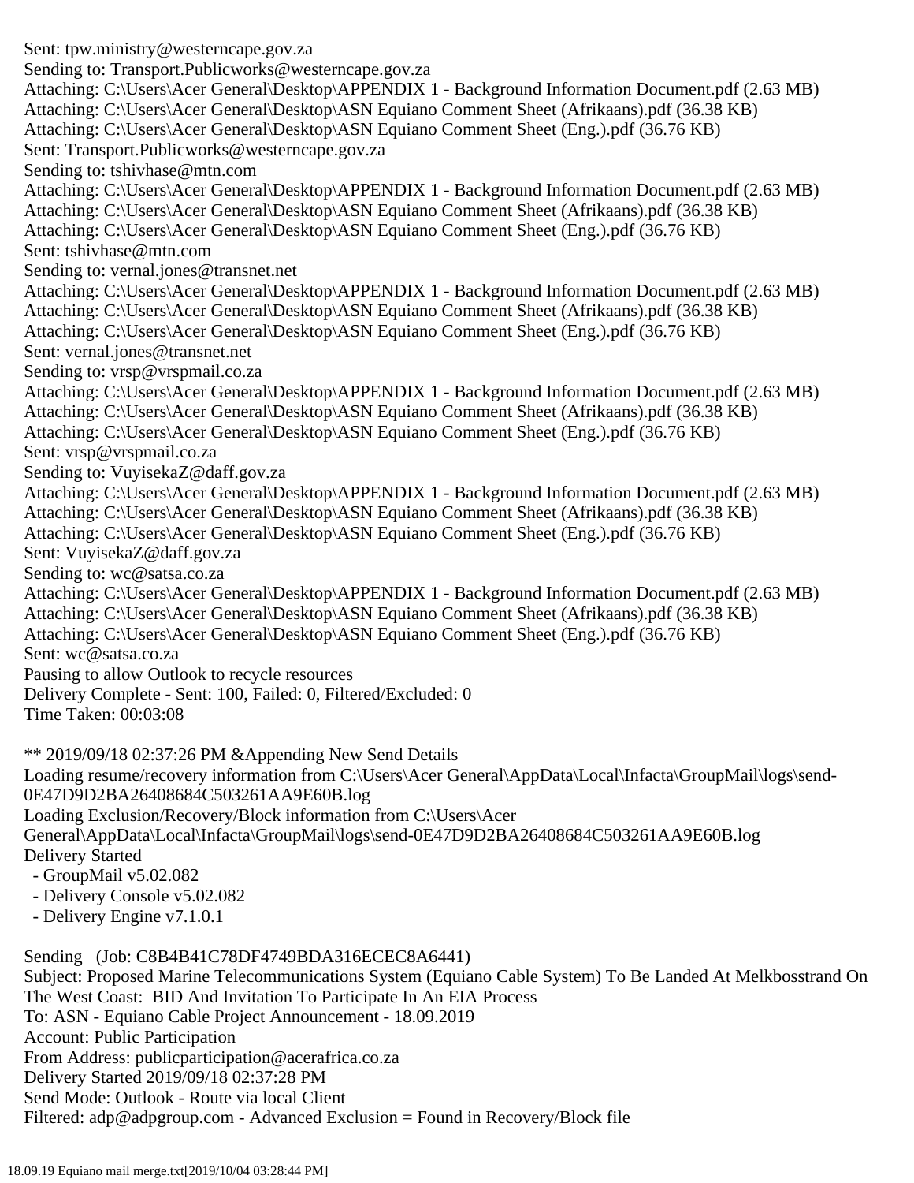Sent: tpw.ministry@westerncape.gov.za
Sending to: Transport.Publicworks@westerncape.gov.za
Attaching: C:\Users\Acer General\Desktop\APPENDIX 1 - Background Information Document.pdf (2.63 MB)
Attaching: C:\Users\Acer General\Desktop\ASN Equiano Comment Sheet (Afrikaans).pdf (36.38 KB)
Attaching: C:\Users\Acer General\Desktop\ASN Equiano Comment Sheet (Eng.).pdf (36.76 KB)
Sent: Transport.Publicworks@westerncape.gov.za
Sending to: tshivhase@mtn.com
Attaching: C:\Users\Acer General\Desktop\APPENDIX 1 - Background Information Document.pdf (2.63 MB)
Attaching: C:\Users\Acer General\Desktop\ASN Equiano Comment Sheet (Afrikaans).pdf (36.38 KB)
Attaching: C:\Users\Acer General\Desktop\ASN Equiano Comment Sheet (Eng.).pdf (36.76 KB)
Sent: tshivhase@mtn.com
Sending to: vernal.jones@transnet.net
Attaching: C:\Users\Acer General\Desktop\APPENDIX 1 - Background Information Document.pdf (2.63 MB)
Attaching: C:\Users\Acer General\Desktop\ASN Equiano Comment Sheet (Afrikaans).pdf (36.38 KB)
Attaching: C:\Users\Acer General\Desktop\ASN Equiano Comment Sheet (Eng.).pdf (36.76 KB)
Sent: vernal.jones@transnet.net
Sending to: vrsp@vrspmail.co.za
Attaching: C:\Users\Acer General\Desktop\APPENDIX 1 - Background Information Document.pdf (2.63 MB)
Attaching: C:\Users\Acer General\Desktop\ASN Equiano Comment Sheet (Afrikaans).pdf (36.38 KB)
Attaching: C:\Users\Acer General\Desktop\ASN Equiano Comment Sheet (Eng.).pdf (36.76 KB)
Sent: vrsp@vrspmail.co.za
Sending to: VuyisekaZ@daff.gov.za
Attaching: C:\Users\Acer General\Desktop\APPENDIX 1 - Background Information Document.pdf (2.63 MB)
Attaching: C:\Users\Acer General\Desktop\ASN Equiano Comment Sheet (Afrikaans).pdf (36.38 KB)
Attaching: C:\Users\Acer General\Desktop\ASN Equiano Comment Sheet (Eng.).pdf (36.76 KB)
Sent: VuyisekaZ@daff.gov.za
Sending to: wc@satsa.co.za
Attaching: C:\Users\Acer General\Desktop\APPENDIX 1 - Background Information Document.pdf (2.63 MB)
Attaching: C:\Users\Acer General\Desktop\ASN Equiano Comment Sheet (Afrikaans).pdf (36.38 KB)
Attaching: C:\Users\Acer General\Desktop\ASN Equiano Comment Sheet (Eng.).pdf (36.76 KB)
Sent: wc@satsa.co.za
Pausing to allow Outlook to recycle resources
Delivery Complete - Sent: 100, Failed: 0, Filtered/Excluded: 0
Time Taken: 00:03:08

** 2019/09/18 02:37:26 PM &Appending New Send Details
Loading resume/recovery information from C:\Users\Acer General\AppData\Local\Infacta\GroupMail\logs\send-0E47D9D2BA26408684C503261AA9E60B.log
Loading Exclusion/Recovery/Block information from C:\Users\Acer General\AppData\Local\Infacta\GroupMail\logs\send-0E47D9D2BA26408684C503261AA9E60B.log
Delivery Started
- GroupMail v5.02.082
- Delivery Console v5.02.082
- Delivery Engine v7.1.0.1

Sending (Job: C8B4B41C78DF4749BDA316ECEC8A6441)
Subject: Proposed Marine Telecommunications System (Equiano Cable System) To Be Landed At Melkbosstrand On The West Coast: BID And Invitation To Participate In An EIA Process
To: ASN - Equiano Cable Project Announcement - 18.09.2019
Account: Public Participation
From Address: publicparticipation@acerafrica.co.za
Delivery Started 2019/09/18 02:37:28 PM
Send Mode: Outlook - Route via local Client
Filtered: adp@adpgroup.com - Advanced Exclusion = Found in Recovery/Block file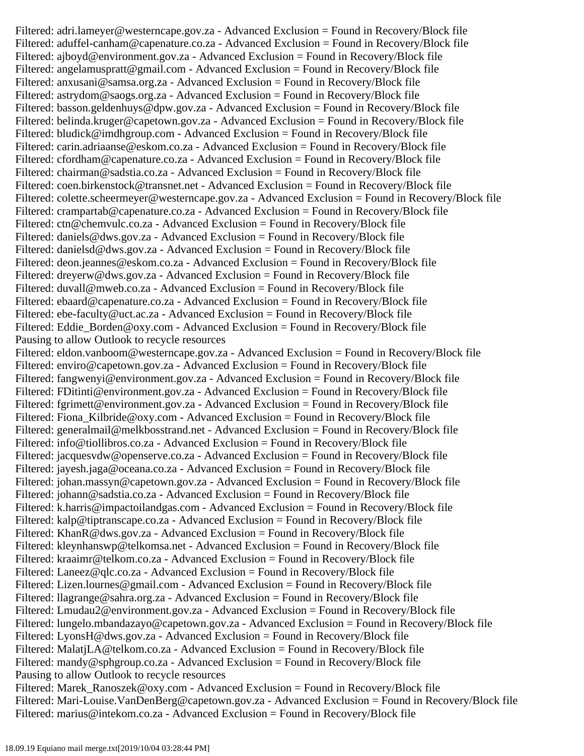Filtered: adri.lameyer@westerncape.gov.za - Advanced Exclusion = Found in Recovery/Block file
Filtered: aduffel-canham@capenature.co.za - Advanced Exclusion = Found in Recovery/Block file
Filtered: ajboyd@environment.gov.za - Advanced Exclusion = Found in Recovery/Block file
Filtered: angelamuspratt@gmail.com - Advanced Exclusion = Found in Recovery/Block file
Filtered: anxusani@samsa.org.za - Advanced Exclusion = Found in Recovery/Block file
Filtered: astrydom@saogs.org.za - Advanced Exclusion = Found in Recovery/Block file
Filtered: basson.geldenhuys@dpw.gov.za - Advanced Exclusion = Found in Recovery/Block file
Filtered: belinda.kruger@capetown.gov.za - Advanced Exclusion = Found in Recovery/Block file
Filtered: bludick@imdhgroup.com - Advanced Exclusion = Found in Recovery/Block file
Filtered: carin.adriaanse@eskom.co.za - Advanced Exclusion = Found in Recovery/Block file
Filtered: cfordham@capenature.co.za - Advanced Exclusion = Found in Recovery/Block file
Filtered: chairman@sadstia.co.za - Advanced Exclusion = Found in Recovery/Block file
Filtered: coen.birkenstock@transnet.net - Advanced Exclusion = Found in Recovery/Block file
Filtered: colette.scheermeyer@westerncape.gov.za - Advanced Exclusion = Found in Recovery/Block file
Filtered: crampartab@capenature.co.za - Advanced Exclusion = Found in Recovery/Block file
Filtered: ctn@chemvulc.co.za - Advanced Exclusion = Found in Recovery/Block file
Filtered: daniels@dws.gov.za - Advanced Exclusion = Found in Recovery/Block file
Filtered: danielsd@dws.gov.za - Advanced Exclusion = Found in Recovery/Block file
Filtered: deon.jeannes@eskom.co.za - Advanced Exclusion = Found in Recovery/Block file
Filtered: dreyerw@dws.gov.za - Advanced Exclusion = Found in Recovery/Block file
Filtered: duvall@mweb.co.za - Advanced Exclusion = Found in Recovery/Block file
Filtered: ebaard@capenature.co.za - Advanced Exclusion = Found in Recovery/Block file
Filtered: ebe-faculty@uct.ac.za - Advanced Exclusion = Found in Recovery/Block file
Filtered: Eddie_Borden@oxy.com - Advanced Exclusion = Found in Recovery/Block file
Pausing to allow Outlook to recycle resources
Filtered: eldon.vanboom@westerncape.gov.za - Advanced Exclusion = Found in Recovery/Block file
Filtered: enviro@capetown.gov.za - Advanced Exclusion = Found in Recovery/Block file
Filtered: fangwenyi@environment.gov.za - Advanced Exclusion = Found in Recovery/Block file
Filtered: FDitinti@environment.gov.za - Advanced Exclusion = Found in Recovery/Block file
Filtered: fgrimett@environment.gov.za - Advanced Exclusion = Found in Recovery/Block file
Filtered: Fiona_Kilbride@oxy.com - Advanced Exclusion = Found in Recovery/Block file
Filtered: generalmail@melkbosstrand.net - Advanced Exclusion = Found in Recovery/Block file
Filtered: info@tiollibros.co.za - Advanced Exclusion = Found in Recovery/Block file
Filtered: jacquesvdw@openserve.co.za - Advanced Exclusion = Found in Recovery/Block file
Filtered: jayesh.jaga@oceana.co.za - Advanced Exclusion = Found in Recovery/Block file
Filtered: johan.massyn@capetown.gov.za - Advanced Exclusion = Found in Recovery/Block file
Filtered: johann@sadstia.co.za - Advanced Exclusion = Found in Recovery/Block file
Filtered: k.harris@impactoilandgas.com - Advanced Exclusion = Found in Recovery/Block file
Filtered: kalp@tiptranscape.co.za - Advanced Exclusion = Found in Recovery/Block file
Filtered: KhanR@dws.gov.za - Advanced Exclusion = Found in Recovery/Block file
Filtered: kleynhanswp@telkomsa.net - Advanced Exclusion = Found in Recovery/Block file
Filtered: kraaimr@telkom.co.za - Advanced Exclusion = Found in Recovery/Block file
Filtered: Laneez@qlc.co.za - Advanced Exclusion = Found in Recovery/Block file
Filtered: Lizen.lournes@gmail.com - Advanced Exclusion = Found in Recovery/Block file
Filtered: llagrange@sahra.org.za - Advanced Exclusion = Found in Recovery/Block file
Filtered: Lmudau2@environment.gov.za - Advanced Exclusion = Found in Recovery/Block file
Filtered: lungelo.mbandazayo@capetown.gov.za - Advanced Exclusion = Found in Recovery/Block file
Filtered: LyonsH@dws.gov.za - Advanced Exclusion = Found in Recovery/Block file
Filtered: MalatjLA@telkom.co.za - Advanced Exclusion = Found in Recovery/Block file
Filtered: mandy@sphgroup.co.za - Advanced Exclusion = Found in Recovery/Block file
Pausing to allow Outlook to recycle resources
Filtered: Marek_Ranoszek@oxy.com - Advanced Exclusion = Found in Recovery/Block file
Filtered: Mari-Louise.VanDenBerg@capetown.gov.za - Advanced Exclusion = Found in Recovery/Block file
Filtered: marius@intekom.co.za - Advanced Exclusion = Found in Recovery/Block file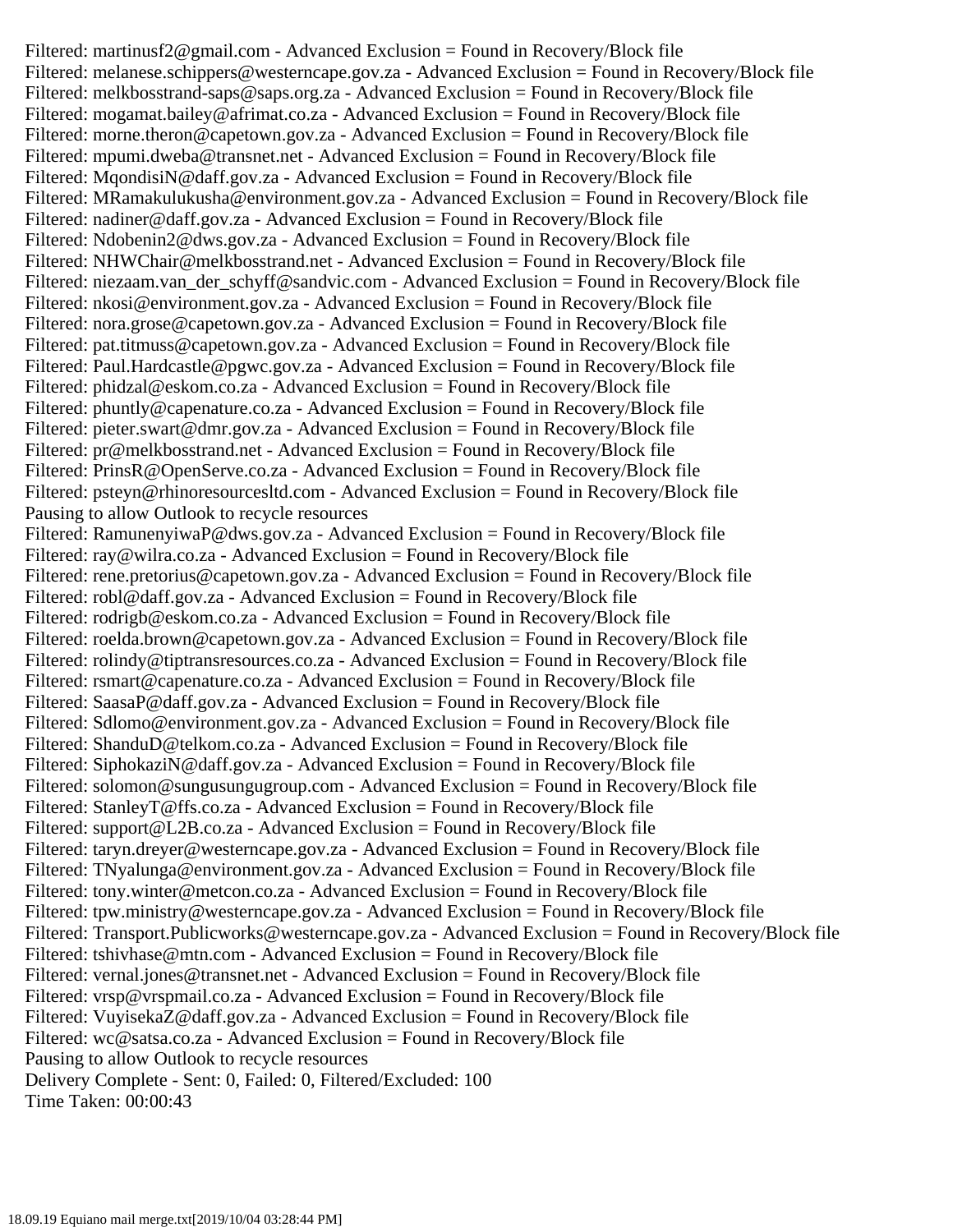Filtered: martinusf2@gmail.com - Advanced Exclusion = Found in Recovery/Block file
Filtered: melanese.schippers@westerncape.gov.za - Advanced Exclusion = Found in Recovery/Block file
Filtered: melkbosstrand-saps@saps.org.za - Advanced Exclusion = Found in Recovery/Block file
Filtered: mogamat.bailey@afrimat.co.za - Advanced Exclusion = Found in Recovery/Block file
Filtered: morne.theron@capetown.gov.za - Advanced Exclusion = Found in Recovery/Block file
Filtered: mpumi.dweba@transnet.net - Advanced Exclusion = Found in Recovery/Block file
Filtered: MqondisiN@daff.gov.za - Advanced Exclusion = Found in Recovery/Block file
Filtered: MRamakulukusha@environment.gov.za - Advanced Exclusion = Found in Recovery/Block file
Filtered: nadiner@daff.gov.za - Advanced Exclusion = Found in Recovery/Block file
Filtered: Ndobenin2@dws.gov.za - Advanced Exclusion = Found in Recovery/Block file
Filtered: NHWChair@melkbosstrand.net - Advanced Exclusion = Found in Recovery/Block file
Filtered: niezaam.van_der_schyff@sandvic.com - Advanced Exclusion = Found in Recovery/Block file
Filtered: nkosi@environment.gov.za - Advanced Exclusion = Found in Recovery/Block file
Filtered: nora.grose@capetown.gov.za - Advanced Exclusion = Found in Recovery/Block file
Filtered: pat.titmuss@capetown.gov.za - Advanced Exclusion = Found in Recovery/Block file
Filtered: Paul.Hardcastle@pgwc.gov.za - Advanced Exclusion = Found in Recovery/Block file
Filtered: phidzal@eskom.co.za - Advanced Exclusion = Found in Recovery/Block file
Filtered: phuntly@capenature.co.za - Advanced Exclusion = Found in Recovery/Block file
Filtered: pieter.swart@dmr.gov.za - Advanced Exclusion = Found in Recovery/Block file
Filtered: pr@melkbosstrand.net - Advanced Exclusion = Found in Recovery/Block file
Filtered: PrinsR@OpenServe.co.za - Advanced Exclusion = Found in Recovery/Block file
Filtered: psteyn@rhinoresourcesltd.com - Advanced Exclusion = Found in Recovery/Block file
Pausing to allow Outlook to recycle resources
Filtered: RamunenyiwaP@dws.gov.za - Advanced Exclusion = Found in Recovery/Block file
Filtered: ray@wilra.co.za - Advanced Exclusion = Found in Recovery/Block file
Filtered: rene.pretorius@capetown.gov.za - Advanced Exclusion = Found in Recovery/Block file
Filtered: robl@daff.gov.za - Advanced Exclusion = Found in Recovery/Block file
Filtered: rodrigb@eskom.co.za - Advanced Exclusion = Found in Recovery/Block file
Filtered: roelda.brown@capetown.gov.za - Advanced Exclusion = Found in Recovery/Block file
Filtered: rolindy@tiptransresources.co.za - Advanced Exclusion = Found in Recovery/Block file
Filtered: rsmart@capenature.co.za - Advanced Exclusion = Found in Recovery/Block file
Filtered: SaasaP@daff.gov.za - Advanced Exclusion = Found in Recovery/Block file
Filtered: Sdlomo@environment.gov.za - Advanced Exclusion = Found in Recovery/Block file
Filtered: ShanduD@telkom.co.za - Advanced Exclusion = Found in Recovery/Block file
Filtered: SiphokaziN@daff.gov.za - Advanced Exclusion = Found in Recovery/Block file
Filtered: solomon@sungusungugroup.com - Advanced Exclusion = Found in Recovery/Block file
Filtered: StanleyT@ffs.co.za - Advanced Exclusion = Found in Recovery/Block file
Filtered: support@L2B.co.za - Advanced Exclusion = Found in Recovery/Block file
Filtered: taryn.dreyer@westerncape.gov.za - Advanced Exclusion = Found in Recovery/Block file
Filtered: TNyalunga@environment.gov.za - Advanced Exclusion = Found in Recovery/Block file
Filtered: tony.winter@metcon.co.za - Advanced Exclusion = Found in Recovery/Block file
Filtered: tpw.ministry@westerncape.gov.za - Advanced Exclusion = Found in Recovery/Block file
Filtered: Transport.Publicworks@westerncape.gov.za - Advanced Exclusion = Found in Recovery/Block file
Filtered: tshivhase@mtn.com - Advanced Exclusion = Found in Recovery/Block file
Filtered: vernal.jones@transnet.net - Advanced Exclusion = Found in Recovery/Block file
Filtered: vrsp@vrspmail.co.za - Advanced Exclusion = Found in Recovery/Block file
Filtered: VuyisekaZ@daff.gov.za - Advanced Exclusion = Found in Recovery/Block file
Filtered: wc@satsa.co.za - Advanced Exclusion = Found in Recovery/Block file
Pausing to allow Outlook to recycle resources
Delivery Complete - Sent: 0, Failed: 0, Filtered/Excluded: 100
Time Taken: 00:00:43